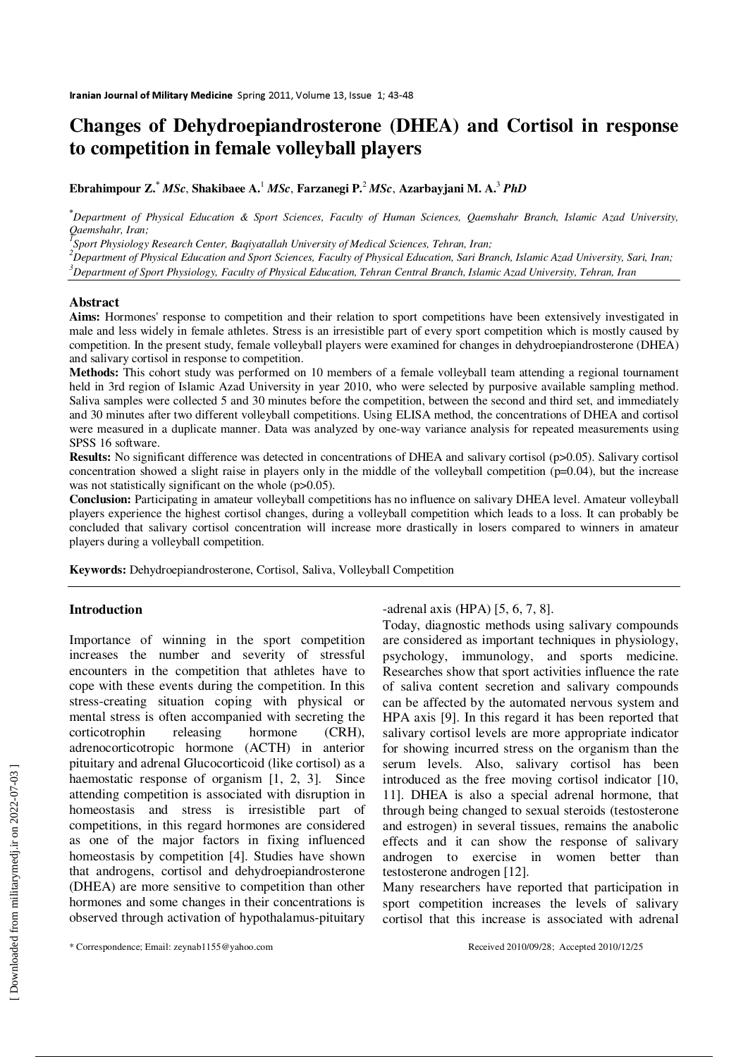# Changes of Dehydroepiandrosterone (DHEA) and Cortisol in response to competition in female volleyball players

**Ebrahimpour Z.*** ***MSc***, **Shakibaee A.**[1] ***MSc***, **Farzanegi P.**[2] ***MSc***, **Azarbayjani M. A.**[3] ***PhD***

*\*Department of Physical Education & Sport Sciences, Faculty of Human Sciences, Qaemshahr Branch, Islamic Azad University, Qaemshahr, Iran;*

*[1]Sport Physiology Research Center, Baqiyatallah University of Medical Sciences, Tehran, Iran;*

*[2]Department of Physical Education and Sport Sciences, Faculty of Physical Education, Sari Branch, Islamic Azad University, Sari, Iran;*

*[3]Department of Sport Physiology, Faculty of Physical Education, Tehran Central Branch, Islamic Azad University, Tehran, Iran*

## Abstract

**Aims:** Hormones' response to competition and their relation to sport competitions have been extensively investigated in male and less widely in female athletes. Stress is an irresistible part of every sport competition which is mostly caused by competition. In the present study, female volleyball players were examined for changes in dehydroepiandrosterone (DHEA) and salivary cortisol in response to competition.

**Methods:** This cohort study was performed on 10 members of a female volleyball team attending a regional tournament held in 3rd region of Islamic Azad University in year 2010, who were selected by purposive available sampling method. Saliva samples were collected 5 and 30 minutes before the competition, between the second and third set, and immediately and 30 minutes after two different volleyball competitions. Using ELISA method, the concentrations of DHEA and cortisol were measured in a duplicate manner. Data was analyzed by one-way variance analysis for repeated measurements using SPSS 16 software.

**Results:** No significant difference was detected in concentrations of DHEA and salivary cortisol ($p>0.05$). Salivary cortisol concentration showed a slight raise in players only in the middle of the volleyball competition ($p=0.04$), but the increase was not statistically significant on the whole ($p>0.05$).

**Conclusion:** Participating in amateur volleyball competitions has no influence on salivary DHEA level. Amateur volleyball players experience the highest cortisol changes, during a volleyball competition which leads to a loss. It can probably be concluded that salivary cortisol concentration will increase more drastically in losers compared to winners in amateur players during a volleyball competition.

**Keywords:** Dehydroepiandrosterone, Cortisol, Saliva, Volleyball Competition

## Introduction

Importance of winning in the sport competition increases the number and severity of stressful encounters in the competition that athletes have to cope with these events during the competition. In this stress-creating situation coping with physical or mental stress is often accompanied with secreting the corticotrophin releasing hormone (CRH), adrenocorticotropic hormone (ACTH) in anterior pituitary and adrenal Glucocorticoid (like cortisol) as a haemostatic response of organism [1, 2, 3]. Since attending competition is associated with disruption in homeostasis and stress is irresistible part of competitions, in this regard hormones are considered as one of the major factors in fixing influenced homeostasis by competition [4]. Studies have shown that androgens, cortisol and dehydroepiandrosterone (DHEA) are more sensitive to competition than other hormones and some changes in their concentrations is observed through activation of hypothalamus-pituitary-adrenal axis (HPA) [5, 6, 7, 8].

Today, diagnostic methods using salivary compounds are considered as important techniques in physiology, psychology, immunology, and sports medicine. Researches show that sport activities influence the rate of saliva content secretion and salivary compounds can be affected by the automated nervous system and HPA axis [9]. In this regard it has been reported that salivary cortisol levels are more appropriate indicator for showing incurred stress on the organism than the serum levels. Also, salivary cortisol has been introduced as the free moving cortisol indicator [10, 11]. DHEA is also a special adrenal hormone, that through being changed to sexual steroids (testosterone and estrogen) in several tissues, remains the anabolic effects and it can show the response of salivary androgen to exercise in women better than testosterone androgen [12].

Many researchers have reported that participation in sport competition increases the levels of salivary cortisol that this increase is associated with adrenal

\* Correspondence; Email: zeynab1155@yahoo.com

Received 2010/09/28; Accepted 2010/12/25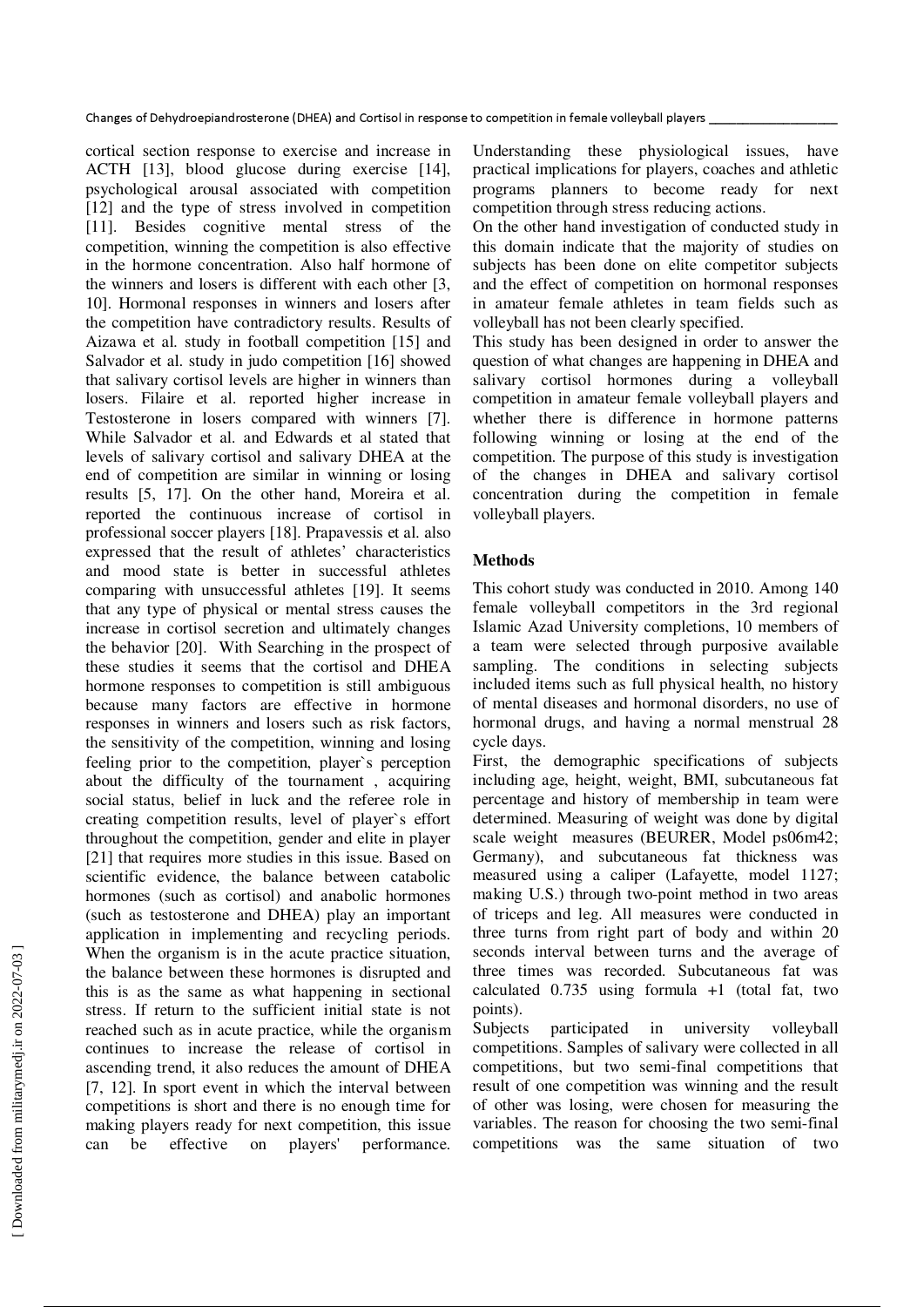cortical section response to exercise and increase in ACTH [13], blood glucose during exercise [14], psychological arousal associated with competition [12] and the type of stress involved in competition [11]. Besides cognitive mental stress of the competition, winning the competition is also effective in the hormone concentration. Also half hormone of the winners and losers is different with each other [3, 10]. Hormonal responses in winners and losers after the competition have contradictory results. Results of Aizawa et al. study in football competition [15] and Salvador et al. study in judo competition [16] showed that salivary cortisol levels are higher in winners than losers. Filaire et al. reported higher increase in Testosterone in losers compared with winners [7]. While Salvador et al. and Edwards et al stated that levels of salivary cortisol and salivary DHEA at the end of competition are similar in winning or losing results [5, 17]. On the other hand, Moreira et al. reported the continuous increase of cortisol in professional soccer players [18]. Prapavessis et al. also expressed that the result of athletes' characteristics and mood state is better in successful athletes comparing with unsuccessful athletes [19]. It seems that any type of physical or mental stress causes the increase in cortisol secretion and ultimately changes the behavior [20]. With Searching in the prospect of these studies it seems that the cortisol and DHEA hormone responses to competition is still ambiguous because many factors are effective in hormone responses in winners and losers such as risk factors, the sensitivity of the competition, winning and losing feeling prior to the competition, player`s perception about the difficulty of the tournament , acquiring social status, belief in luck and the referee role in creating competition results, level of player`s effort throughout the competition, gender and elite in player [21] that requires more studies in this issue. Based on scientific evidence, the balance between catabolic hormones (such as cortisol) and anabolic hormones (such as testosterone and DHEA) play an important application in implementing and recycling periods. When the organism is in the acute practice situation, the balance between these hormones is disrupted and this is as the same as what happening in sectional stress. If return to the sufficient initial state is not reached such as in acute practice, while the organism continues to increase the release of cortisol in ascending trend, it also reduces the amount of DHEA [7, 12]. In sport event in which the interval between competitions is short and there is no enough time for making players ready for next competition, this issue can be effective on players' performance. Understanding these physiological issues, have practical implications for players, coaches and athletic programs planners to become ready for next competition through stress reducing actions.

On the other hand investigation of conducted study in this domain indicate that the majority of studies on subjects has been done on elite competitor subjects and the effect of competition on hormonal responses in amateur female athletes in team fields such as volleyball has not been clearly specified.

This study has been designed in order to answer the question of what changes are happening in DHEA and salivary cortisol hormones during a volleyball competition in amateur female volleyball players and whether there is difference in hormone patterns following winning or losing at the end of the competition. The purpose of this study is investigation of the changes in DHEA and salivary cortisol concentration during the competition in female volleyball players.

## Methods

This cohort study was conducted in 2010. Among 140 female volleyball competitors in the 3rd regional Islamic Azad University completions, 10 members of a team were selected through purposive available sampling. The conditions in selecting subjects included items such as full physical health, no history of mental diseases and hormonal disorders, no use of hormonal drugs, and having a normal menstrual 28 cycle days.

First, the demographic specifications of subjects including age, height, weight, BMI, subcutaneous fat percentage and history of membership in team were determined. Measuring of weight was done by digital scale weight measures (BEURER, Model ps06m42; Germany), and subcutaneous fat thickness was measured using a caliper (Lafayette, model 1127; making U.S.) through two-point method in two areas of triceps and leg. All measures were conducted in three turns from right part of body and within 20 seconds interval between turns and the average of three times was recorded. Subcutaneous fat was calculated 0.735 using formula +1 (total fat, two points).

Subjects participated in university volleyball competitions. Samples of salivary were collected in all competitions, but two semi-final competitions that result of one competition was winning and the result of other was losing, were chosen for measuring the variables. The reason for choosing the two semi-final competitions was the same situation of two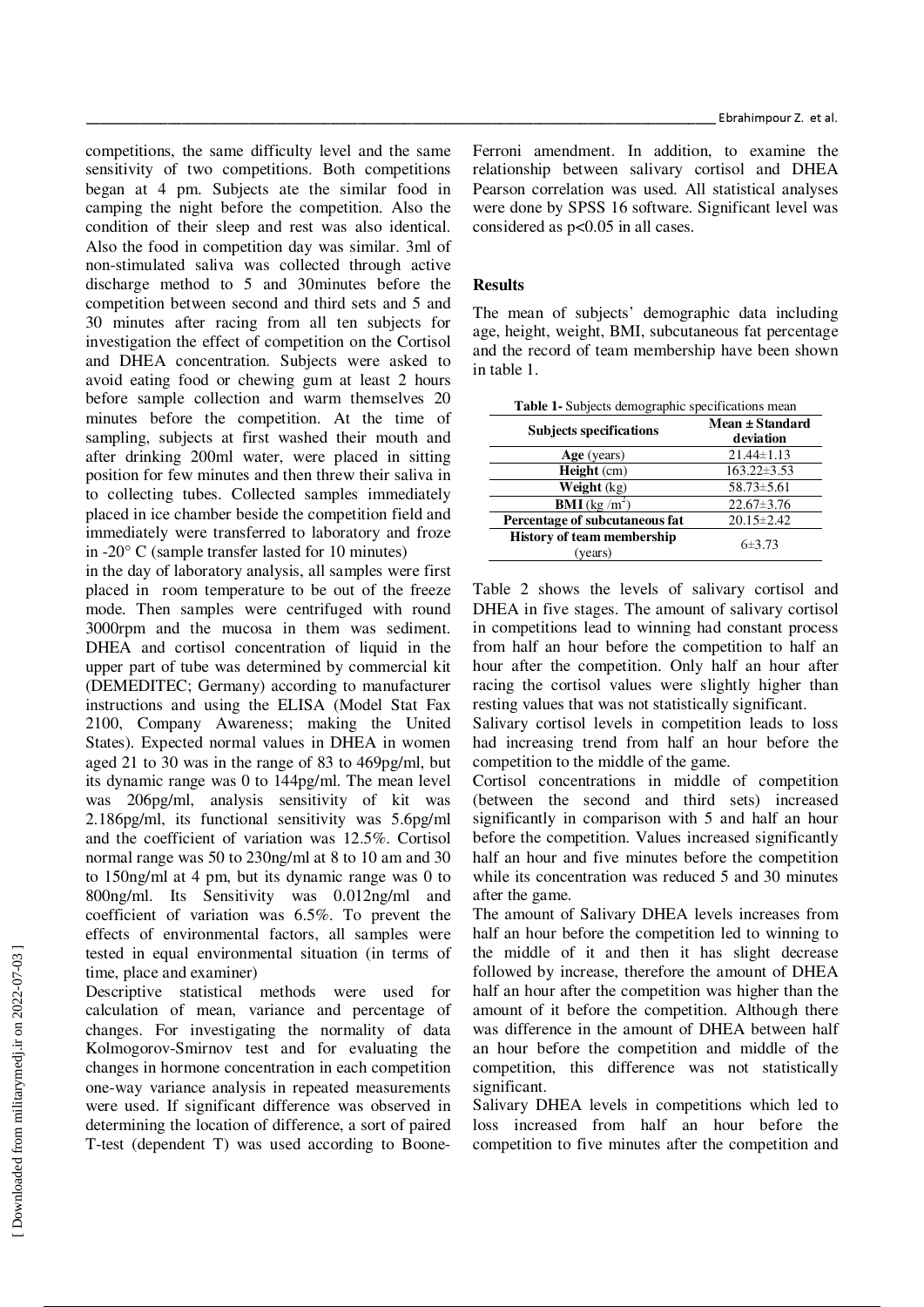competitions, the same difficulty level and the same sensitivity of two competitions. Both competitions began at 4 pm. Subjects ate the similar food in camping the night before the competition. Also the condition of their sleep and rest was also identical. Also the food in competition day was similar. 3ml of non-stimulated saliva was collected through active discharge method to 5 and 30minutes before the competition between second and third sets and 5 and 30 minutes after racing from all ten subjects for investigation the effect of competition on the Cortisol and DHEA concentration. Subjects were asked to avoid eating food or chewing gum at least 2 hours before sample collection and warm themselves 20 minutes before the competition. At the time of sampling, subjects at first washed their mouth and after drinking 200ml water, were placed in sitting position for few minutes and then threw their saliva in to collecting tubes. Collected samples immediately placed in ice chamber beside the competition field and immediately were transferred to laboratory and froze in -20° C (sample transfer lasted for 10 minutes)

in the day of laboratory analysis, all samples were first placed in room temperature to be out of the freeze mode. Then samples were centrifuged with round 3000rpm and the mucosa in them was sediment. DHEA and cortisol concentration of liquid in the upper part of tube was determined by commercial kit (DEMEDITEC; Germany) according to manufacturer instructions and using the ELISA (Model Stat Fax 2100, Company Awareness; making the United States). Expected normal values in DHEA in women aged 21 to 30 was in the range of 83 to 469pg/ml, but its dynamic range was 0 to 144pg/ml. The mean level was 206pg/ml, analysis sensitivity of kit was 2.186pg/ml, its functional sensitivity was 5.6pg/ml and the coefficient of variation was 12.5%. Cortisol normal range was 50 to 230ng/ml at 8 to 10 am and 30 to 150ng/ml at 4 pm, but its dynamic range was 0 to 800ng/ml. Its Sensitivity was 0.012ng/ml and coefficient of variation was 6.5%. To prevent the effects of environmental factors, all samples were tested in equal environmental situation (in terms of time, place and examiner)

Descriptive statistical methods were used for calculation of mean, variance and percentage of changes. For investigating the normality of data Kolmogorov-Smirnov test and for evaluating the changes in hormone concentration in each competition one-way variance analysis in repeated measurements were used. If significant difference was observed in determining the location of difference, a sort of paired T-test (dependent T) was used according to Boone-Ferroni amendment. In addition, to examine the relationship between salivary cortisol and DHEA Pearson correlation was used. All statistical analyses were done by SPSS 16 software. Significant level was considered as $p<0.05$ in all cases.

## Results

The mean of subjects' demographic data including age, height, weight, BMI, subcutaneous fat percentage and the record of team membership have been shown in table 1.

**Table 1-** Subjects demographic specifications mean

| Subjects specifications | Mean ± Standard deviation |
|---|---|
| **Age** (years) | 21.44±1.13 |
| **Height** (cm) | 163.22±3.53 |
| **Weight** (kg) | 58.73±5.61 |
| **BMI** (kg /m$^2$) | 22.67±3.76 |
| **Percentage of subcutaneous fat** | 20.15±2.42 |
| **History of team membership** (years) | 6±3.73 |

Table 2 shows the levels of salivary cortisol and DHEA in five stages. The amount of salivary cortisol in competitions lead to winning had constant process from half an hour before the competition to half an hour after the competition. Only half an hour after racing the cortisol values were slightly higher than resting values that was not statistically significant.

Salivary cortisol levels in competition leads to loss had increasing trend from half an hour before the competition to the middle of the game.

Cortisol concentrations in middle of competition (between the second and third sets) increased significantly in comparison with 5 and half an hour before the competition. Values increased significantly half an hour and five minutes before the competition while its concentration was reduced 5 and 30 minutes after the game.

The amount of Salivary DHEA levels increases from half an hour before the competition led to winning to the middle of it and then it has slight decrease followed by increase, therefore the amount of DHEA half an hour after the competition was higher than the amount of it before the competition. Although there was difference in the amount of DHEA between half an hour before the competition and middle of the competition, this difference was not statistically significant.

Salivary DHEA levels in competitions which led to loss increased from half an hour before the competition to five minutes after the competition and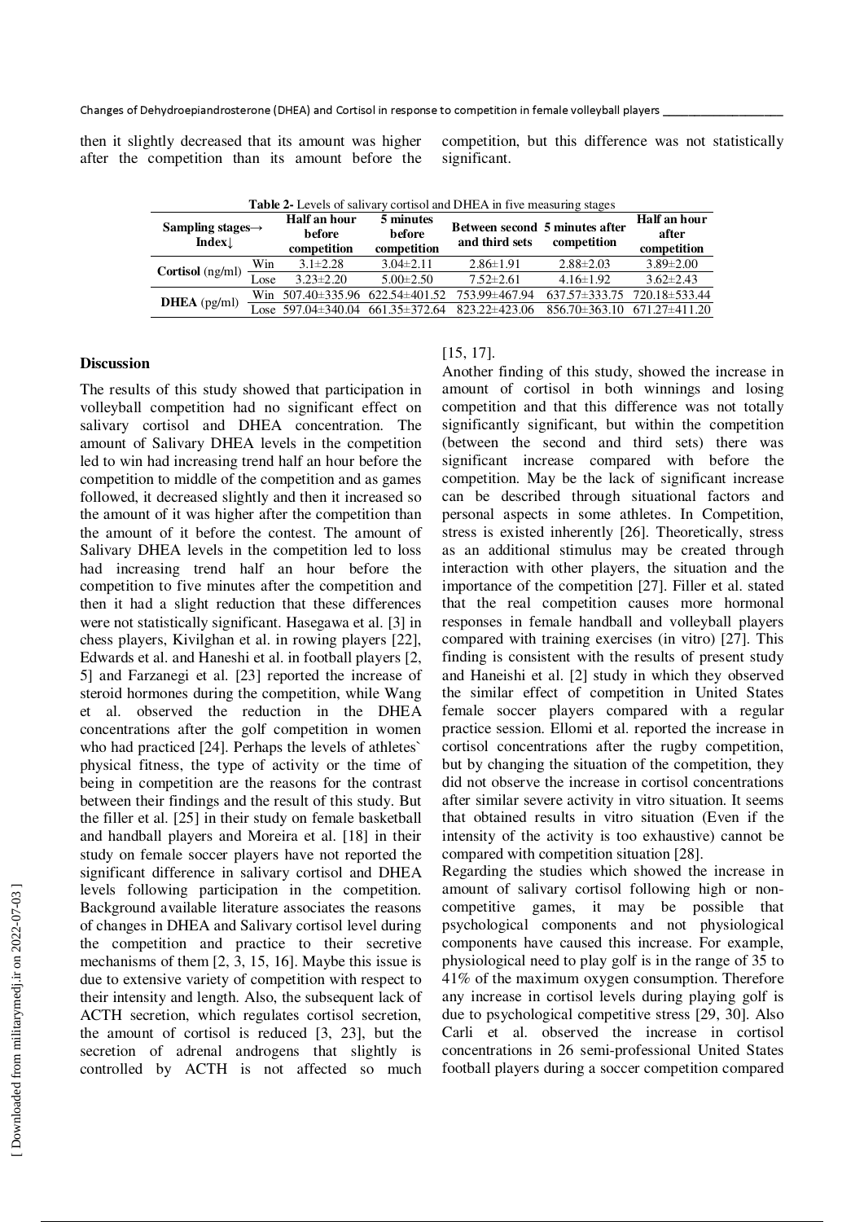then it slightly decreased that its amount was higher after the competition than its amount before the competition, but this difference was not statistically significant.

**Table 2-** Levels of salivary cortisol and DHEA in five measuring stages

| Sampling stages→ Index↓ | | Half an hour before competition | 5 minutes before competition | Between second and third sets | 5 minutes after competition | Half an hour after competition |
|---|---|---|---|---|---|---|
| **Cortisol** (ng/ml) | Win | 3.1±2.28 | 3.04±2.11 | 2.86±1.91 | 2.88±2.03 | 3.89±2.00 |
| | Lose | 3.23±2.20 | 5.00±2.50 | 7.52±2.61 | 4.16±1.92 | 3.62±2.43 |
| **DHEA** (pg/ml) | Win | 507.40±335.96 | 622.54±401.52 | 753.99±467.94 | 637.57±333.75 | 720.18±533.44 |
| | Lose | 597.04±340.04 | 661.35±372.64 | 823.22±423.06 | 856.70±363.10 | 671.27±411.20 |

## Discussion

The results of this study showed that participation in volleyball competition had no significant effect on salivary cortisol and DHEA concentration. The amount of Salivary DHEA levels in the competition led to win had increasing trend half an hour before the competition to middle of the competition and as games followed, it decreased slightly and then it increased so the amount of it was higher after the competition than the amount of it before the contest. The amount of Salivary DHEA levels in the competition led to loss had increasing trend half an hour before the competition to five minutes after the competition and then it had a slight reduction that these differences were not statistically significant. Hasegawa et al. [3] in chess players, Kivilghan et al. in rowing players [22], Edwards et al. and Haneshi et al. in football players [2, 5] and Farzanegi et al. [23] reported the increase of steroid hormones during the competition, while Wang et al. observed the reduction in the DHEA concentrations after the golf competition in women who had practiced [24]. Perhaps the levels of athletes` physical fitness, the type of activity or the time of being in competition are the reasons for the contrast between their findings and the result of this study. But the filler et al. [25] in their study on female basketball and handball players and Moreira et al. [18] in their study on female soccer players have not reported the significant difference in salivary cortisol and DHEA levels following participation in the competition. Background available literature associates the reasons of changes in DHEA and Salivary cortisol level during the competition and practice to their secretive mechanisms of them [2, 3, 15, 16]. Maybe this issue is due to extensive variety of competition with respect to their intensity and length. Also, the subsequent lack of ACTH secretion, which regulates cortisol secretion, the amount of cortisol is reduced [3, 23], but the secretion of adrenal androgens that slightly is controlled by ACTH is not affected so much [15, 17].

Another finding of this study, showed the increase in amount of cortisol in both winnings and losing competition and that this difference was not totally significantly significant, but within the competition (between the second and third sets) there was significant increase compared with before the competition. May be the lack of significant increase can be described through situational factors and personal aspects in some athletes. In Competition, stress is existed inherently [26]. Theoretically, stress as an additional stimulus may be created through interaction with other players, the situation and the importance of the competition [27]. Filler et al. stated that the real competition causes more hormonal responses in female handball and volleyball players compared with training exercises (in vitro) [27]. This finding is consistent with the results of present study and Haneishi et al. [2] study in which they observed the similar effect of competition in United States female soccer players compared with a regular practice session. Ellomi et al. reported the increase in cortisol concentrations after the rugby competition, but by changing the situation of the competition, they did not observe the increase in cortisol concentrations after similar severe activity in vitro situation. It seems that obtained results in vitro situation (Even if the intensity of the activity is too exhaustive) cannot be compared with competition situation [28].

Regarding the studies which showed the increase in amount of salivary cortisol following high or non-competitive games, it may be possible that psychological components and not physiological components have caused this increase. For example, physiological need to play golf is in the range of 35 to 41% of the maximum oxygen consumption. Therefore any increase in cortisol levels during playing golf is due to psychological competitive stress [29, 30]. Also Carli et al. observed the increase in cortisol concentrations in 26 semi-professional United States football players during a soccer competition compared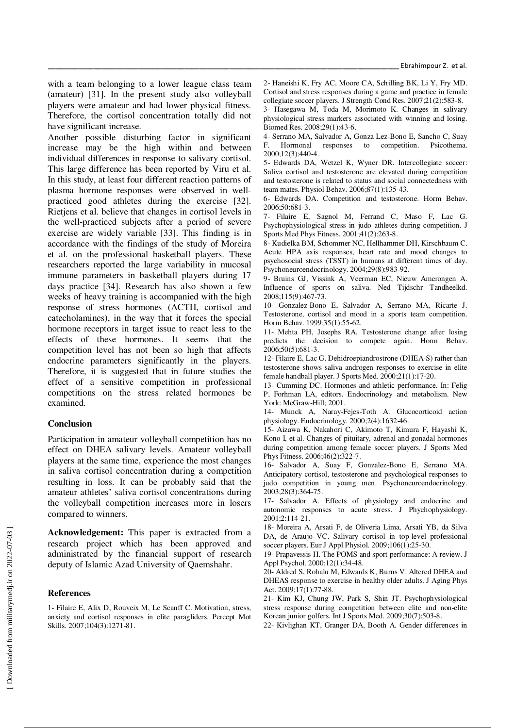with a team belonging to a lower league class team (amateur) [31]. In the present study also volleyball players were amateur and had lower physical fitness. Therefore, the cortisol concentration totally did not have significant increase.

Another possible disturbing factor in significant increase may be the high within and between individual differences in response to salivary cortisol. This large difference has been reported by Viru et al. In this study, at least four different reaction patterns of plasma hormone responses were observed in well-practiced good athletes during the exercise [32]. Rietjens et al. believe that changes in cortisol levels in the well-practiced subjects after a period of severe exercise are widely variable [33]. This finding is in accordance with the findings of the study of Moreira et al. on the professional basketball players. These researchers reported the large variability in mucosal immune parameters in basketball players during 17 days practice [34]. Research has also shown a few weeks of heavy training is accompanied with the high response of stress hormones (ACTH, cortisol and catecholamines), in the way that it forces the special hormone receptors in target issue to react less to the effects of these hormones. It seems that the competition level has not been so high that affects endocrine parameters significantly in the players. Therefore, it is suggested that in future studies the effect of a sensitive competition in professional competitions on the stress related hormones be examined.

## Conclusion

Participation in amateur volleyball competition has no effect on DHEA salivary levels. Amateur volleyball players at the same time, experience the most changes in saliva cortisol concentration during a competition resulting in loss. It can be probably said that the amateur athletes' saliva cortisol concentrations during the volleyball competition increases more in losers compared to winners.

**Acknowledgement:** This paper is extracted from a research project which has been approved and administrated by the financial support of research deputy of Islamic Azad University of Qaemshahr.

## References

1- Filaire E, Alix D, Rouveix M, Le Scanff C. Motivation, stress, anxiety and cortisol responses in elite paragliders. Percept Mot Skills. 2007;104(3):1271-81.

2- Haneishi K, Fry AC, Moore CA, Schilling BK, Li Y, Fry MD. Cortisol and stress responses during a game and practice in female collegiate soccer players. J Strength Cond Res. 2007;21(2):583-8.

3- Hasegawa M, Toda M, Morimoto K. Changes in salivary physiological stress markers associated with winning and losing. Biomed Res. 2008;29(1):43-6.

4- Serrano MA, Salvador A, Gonza Lez-Bono E, Sancho C, Suay F. Hormonal responses to competition. Psicothema. 2000;12(3):440-4.

5- Edwards DA, Wetzel K, Wyner DR. Intercollegiate soccer: Saliva cortisol and testosterone are elevated during competition and testosterone is related to status and social connectedness with team mates. Physiol Behav. 2006;87(1):135-43.

6- Edwards DA. Competition and testosterone. Horm Behav. 2006;50:681-3.

7- Filaire E, Sagnol M, Ferrand C, Maso F, Lac G. Psychophysiological stress in judo athletes during competition. J Sports Med Phys Fitness. 2001;41(2):263-8.

8- Kudielka BM, Schommer NC, Hellhammer DH, Kirschbaum C. Acute HPA axis responses, heart rate and mood changes to psychosocial stress (TSST) in humans at different times of day. Psychoneuroendocrinology. 2004;29(8):983-92.

9- Bruins GJ, Vissink A, Veerman EC, Nieuw Amerongen A. Influence of sports on saliva. Ned Tijdschr Tandheelkd. 2008;115(9):467-73.

10- Gonzalez-Bono E, Salvador A, Serrano MA, Ricarte J. Testosterone, cortisol and mood in a sports team competition. Horm Behav. 1999;35(1):55-62.

11- Mehta PH, Josephs RA. Testosterone change after losing predicts the decision to compete again. Horm Behav. 2006;50(5):681-3.

12- Filaire E, Lac G. Dehidroepiandrostrone (DHEA-S) rather than testosterone shows saliva androgen responses to exercise in elite female handball player. J Sports Med. 2000;21(1):17-20.

13- Cumming DC. Hormones and athletic performance. In: Felig P, Forhman LA, editors. Endocrinology and metabolism. New York: McGraw-Hill; 2001.

14- Munck A, Naray-Fejes-Toth A. Glucocorticoid action physiology. Endocrinology. 2000;2(4):1632-46.

15- Aizawa K, Nakahori C, Akimoto T, Kimura F, Hayashi K, Kono I, et al. Changes of pituitary, adrenal and gonadal hormones during competition among female soccer players. J Sports Med Phys Fitness. 2006;46(2):322-7.

16- Salvador A, Suay F, Gonzalez-Bono E, Serrano MA. Anticipatory cortisol, testosterone and psychological responses to judo competition in young men. Psychoneuroendocrinology. 2003;28(3):364-75.

17- Salvador A. Effects of physiology and endocrine and autonomic responses to acute stress. J Phychophysiology. 2001;2:114-21.

18- Moreira A, Arsati F, de Oliveria Lima, Arsati YB, da Silva DA, de Araujo VC. Salivary cortisol in top-level professional soccer players. Eur J Appl Physiol. 2009;106(1):25-30.

19- Prapavessis H. The POMS and sport performance: A review. J Appl Psychol. 2000;12(1):34-48.

20- Aldred S, Rohalu M, Edwards K, Burns V. Altered DHEA and DHEAS response to exercise in healthy older adults. J Aging Phys Act. 2009;17(1):77-88.

21- Kim KJ, Chung JW, Park S, Shin JT. Psychophysiological stress response during competition between elite and non-elite Korean junior golfers. Int J Sports Med. 2009;30(7):503-8.

22- Kivlighan KT, Granger DA, Booth A. Gender differences in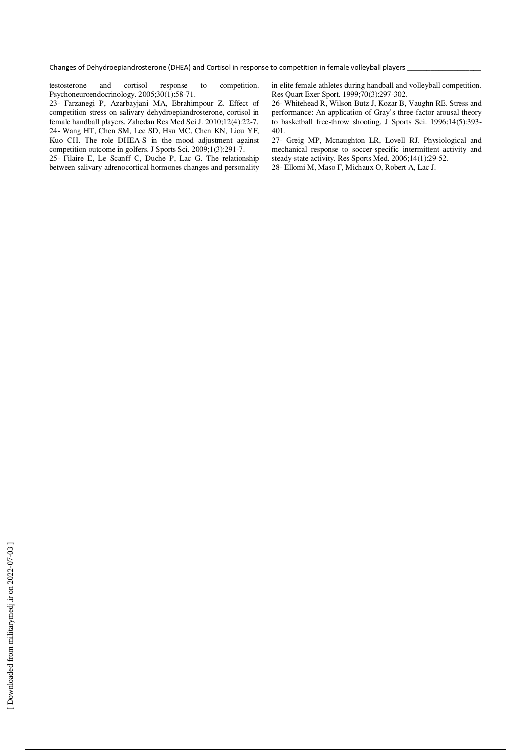testosterone and cortisol response to competition. Psychoneuroendocrinology. 2005;30(1):58-71.

23- Farzanegi P, Azarbayjani MA, Ebrahimpour Z. Effect of competition stress on salivary dehydroepiandrosterone, cortisol in female handball players. Zahedan Res Med Sci J. 2010;12(4):22-7.

24- Wang HT, Chen SM, Lee SD, Hsu MC, Chen KN, Liou YF, Kuo CH. The role DHEA-S in the mood adjustment against competition outcome in golfers. J Sports Sci. 2009;1(3):291-7.

25- Filaire E, Le Scanff C, Duche P, Lac G. The relationship between salivary adrenocortical hormones changes and personality in elite female athletes during handball and volleyball competition. Res Quart Exer Sport. 1999;70(3):297-302.

26- Whitehead R, Wilson Butz J, Kozar B, Vaughn RE. Stress and performance: An application of Gray's three-factor arousal theory to basketball free-throw shooting. J Sports Sci. 1996;14(5):393-401.

27- Greig MP, Mcnaughton LR, Lovell RJ. Physiological and mechanical response to soccer-specific intermittent activity and steady-state activity. Res Sports Med. 2006;14(1):29-52.

28- Ellomi M, Maso F, Michaux O, Robert A, Lac J.